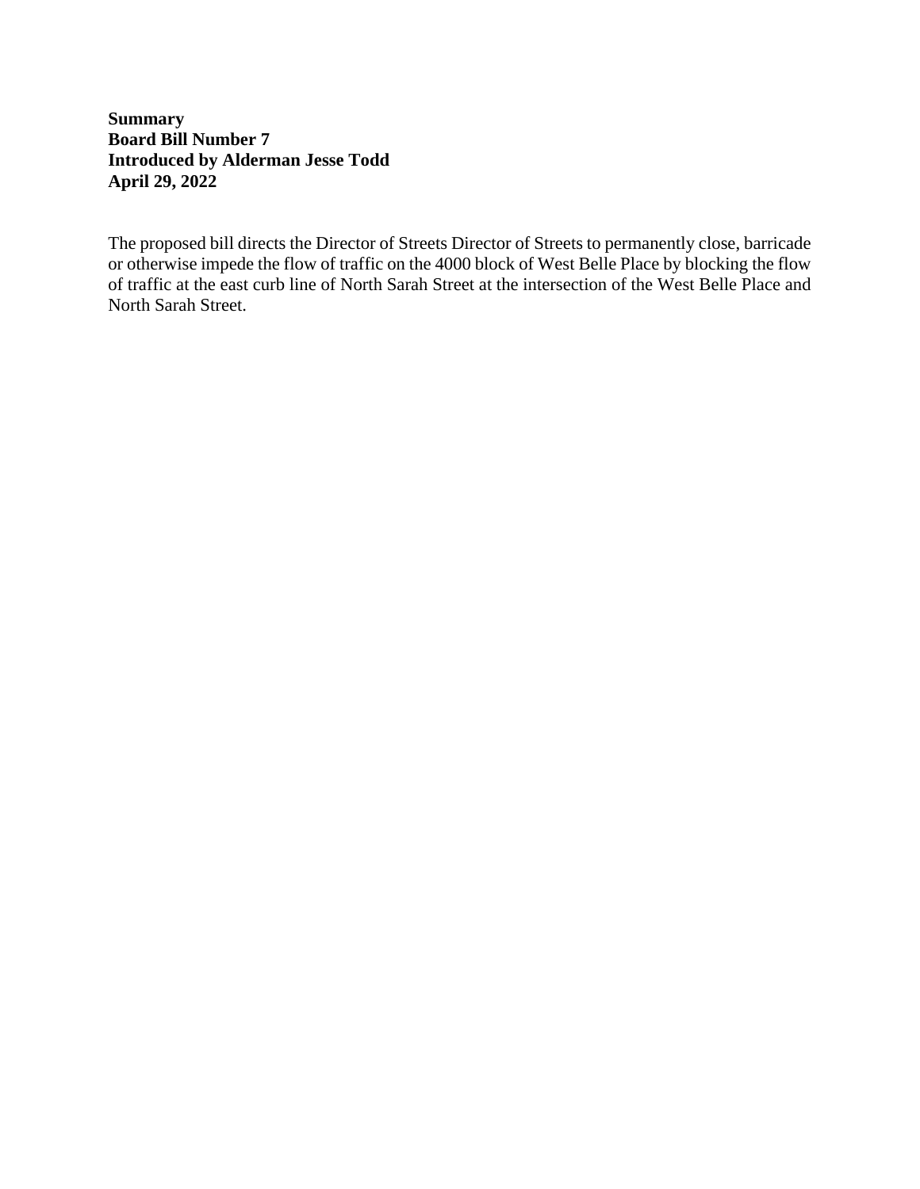**Summary**
**Board Bill Number 7**
**Introduced by Alderman Jesse Todd**
**April 29, 2022**

The proposed bill directs the Director of Streets Director of Streets to permanently close, barricade or otherwise impede the flow of traffic on the 4000 block of West Belle Place by blocking the flow of traffic at the east curb line of North Sarah Street at the intersection of the West Belle Place and North Sarah Street.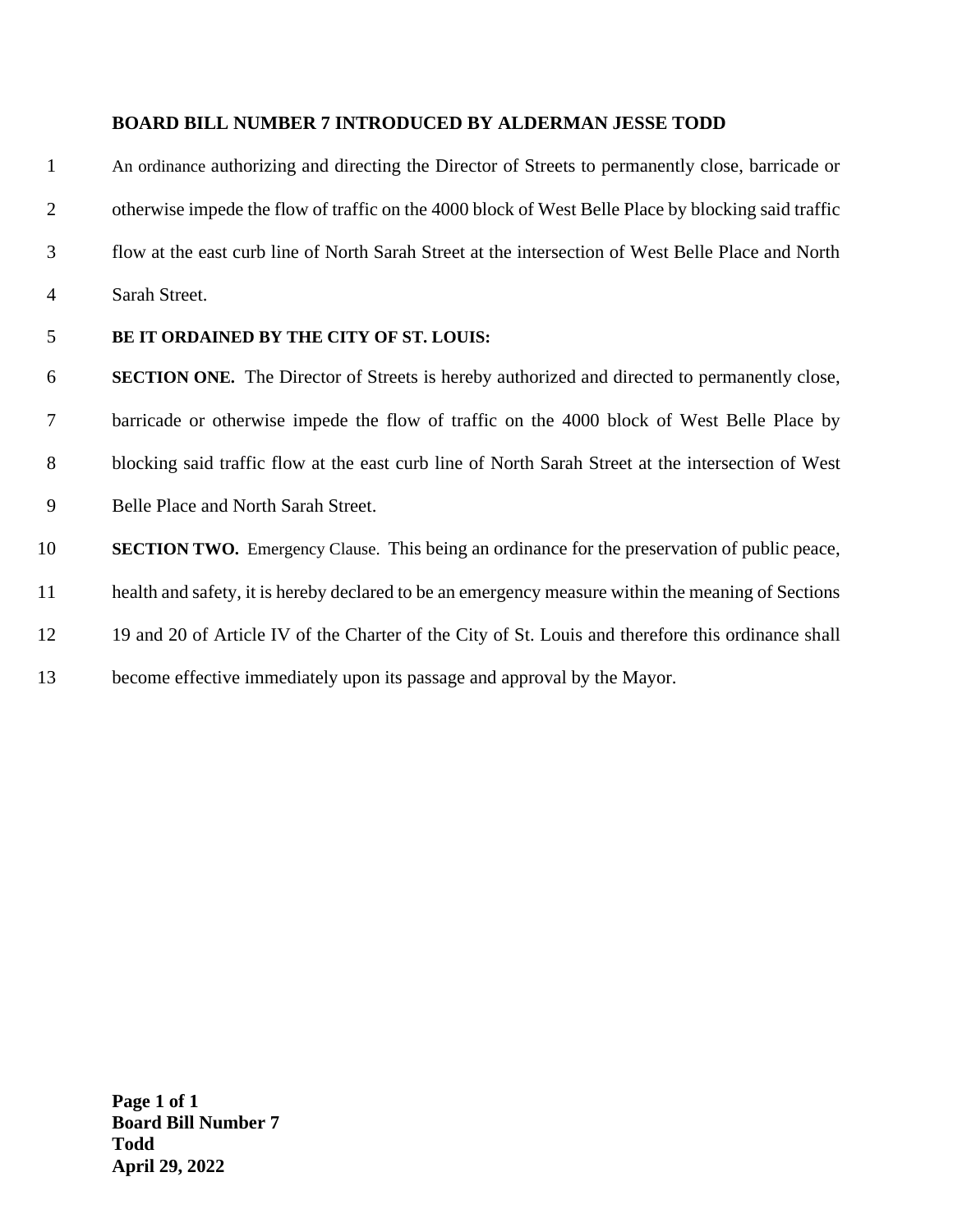**BOARD BILL NUMBER 7 INTRODUCED BY ALDERMAN JESSE TODD**

An ordinance authorizing and directing the Director of Streets to permanently close, barricade or otherwise impede the flow of traffic on the 4000 block of West Belle Place by blocking said traffic flow at the east curb line of North Sarah Street at the intersection of West Belle Place and North Sarah Street.

**BE IT ORDAINED BY THE CITY OF ST. LOUIS:**

**SECTION ONE.** The Director of Streets is hereby authorized and directed to permanently close, barricade or otherwise impede the flow of traffic on the 4000 block of West Belle Place by blocking said traffic flow at the east curb line of North Sarah Street at the intersection of West Belle Place and North Sarah Street.

**SECTION TWO.** Emergency Clause. This being an ordinance for the preservation of public peace, health and safety, it is hereby declared to be an emergency measure within the meaning of Sections 19 and 20 of Article IV of the Charter of the City of St. Louis and therefore this ordinance shall become effective immediately upon its passage and approval by the Mayor.

**Board Bill Number 7**
**Todd**
**April 29, 2022**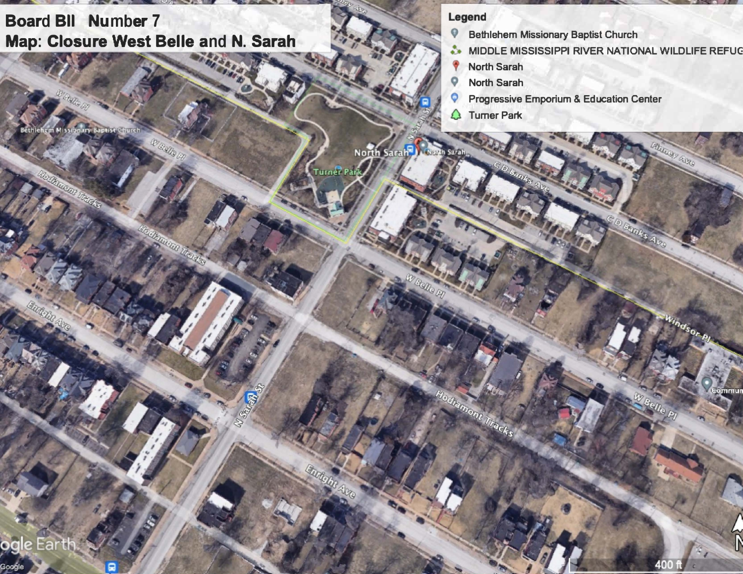# Board Bill Number 7

## Map: Closure West Belle and N. Sarah

**Legend**

- Bethlehem Missionary Baptist Church
- MIDDLE MISSISSIPPI RIVER NATIONAL WILDLIFE REFUG
- North Sarah
- North Sarah
- Progressive Emporium & Education Center
- Turner Park